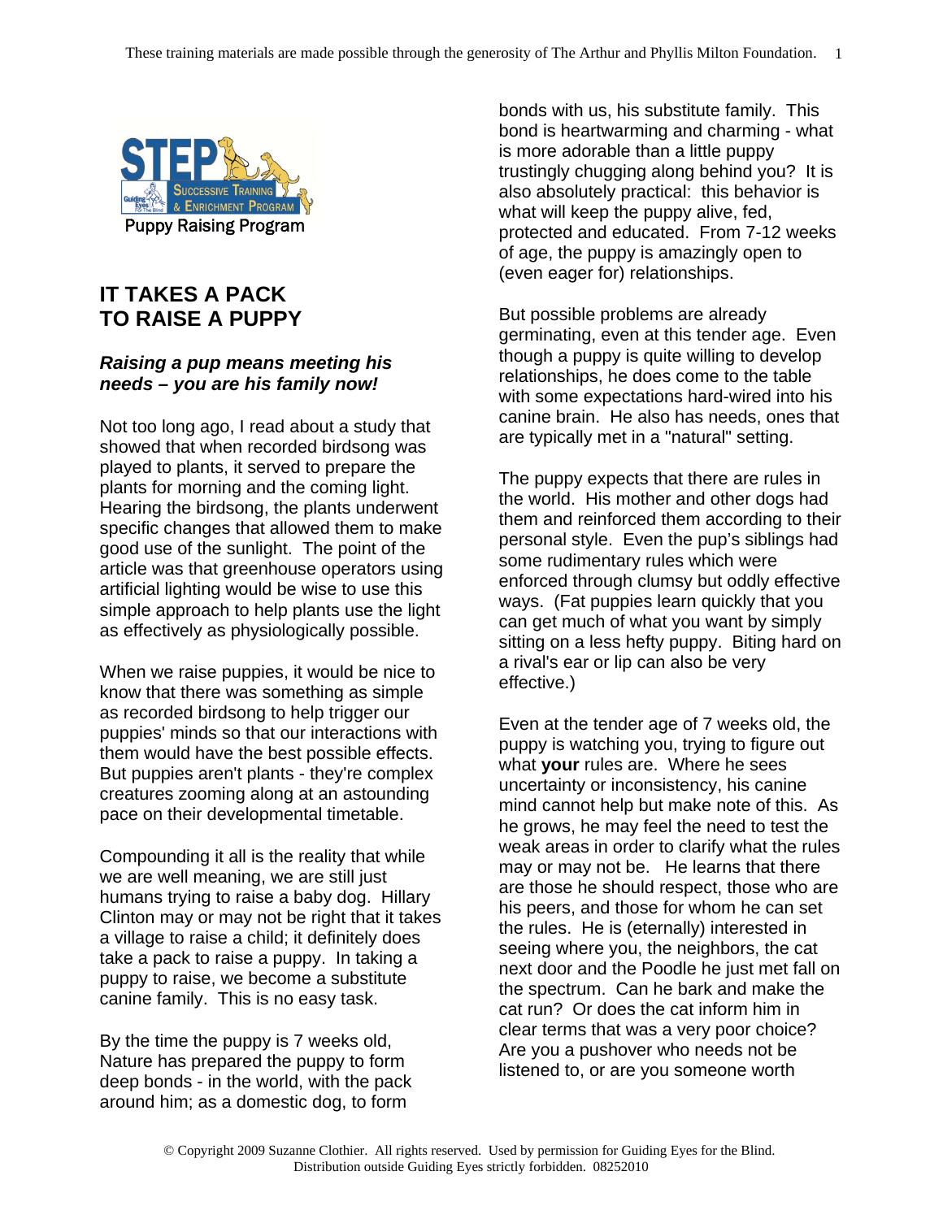STEP Successive Training & Enrichment Program

Puppy Raising Program

# IT TAKES A PACK TO RAISE A PUPPY

***Raising a pup means meeting his needs – you are his family now!***

Not too long ago, I read about a study that showed that when recorded birdsong was played to plants, it served to prepare the plants for morning and the coming light. Hearing the birdsong, the plants underwent specific changes that allowed them to make good use of the sunlight. The point of the article was that greenhouse operators using artificial lighting would be wise to use this simple approach to help plants use the light as effectively as physiologically possible.

When we raise puppies, it would be nice to know that there was something as simple as recorded birdsong to help trigger our puppies' minds so that our interactions with them would have the best possible effects. But puppies aren't plants - they're complex creatures zooming along at an astounding pace on their developmental timetable.

Compounding it all is the reality that while we are well meaning, we are still just humans trying to raise a baby dog. Hillary Clinton may or may not be right that it takes a village to raise a child; it definitely does take a pack to raise a puppy. In taking a puppy to raise, we become a substitute canine family. This is no easy task.

By the time the puppy is 7 weeks old, Nature has prepared the puppy to form deep bonds - in the world, with the pack around him; as a domestic dog, to form bonds with us, his substitute family. This bond is heartwarming and charming - what is more adorable than a little puppy trustingly chugging along behind you? It is also absolutely practical: this behavior is what will keep the puppy alive, fed, protected and educated. From 7-12 weeks of age, the puppy is amazingly open to (even eager for) relationships.

But possible problems are already germinating, even at this tender age. Even though a puppy is quite willing to develop relationships, he does come to the table with some expectations hard-wired into his canine brain. He also has needs, ones that are typically met in a "natural" setting.

The puppy expects that there are rules in the world. His mother and other dogs had them and reinforced them according to their personal style. Even the pup's siblings had some rudimentary rules which were enforced through clumsy but oddly effective ways. (Fat puppies learn quickly that you can get much of what you want by simply sitting on a less hefty puppy. Biting hard on a rival's ear or lip can also be very effective.)

Even at the tender age of 7 weeks old, the puppy is watching you, trying to figure out what **your** rules are. Where he sees uncertainty or inconsistency, his canine mind cannot help but make note of this. As he grows, he may feel the need to test the weak areas in order to clarify what the rules may or may not be. He learns that there are those he should respect, those who are his peers, and those for whom he can set the rules. He is (eternally) interested in seeing where you, the neighbors, the cat next door and the Poodle he just met fall on the spectrum. Can he bark and make the cat run? Or does the cat inform him in clear terms that was a very poor choice? Are you a pushover who needs not be listened to, or are you someone worth

© Copyright 2009 Suzanne Clothier. All rights reserved. Used by permission for Guiding Eyes for the Blind. Distribution outside Guiding Eyes strictly forbidden. 08252010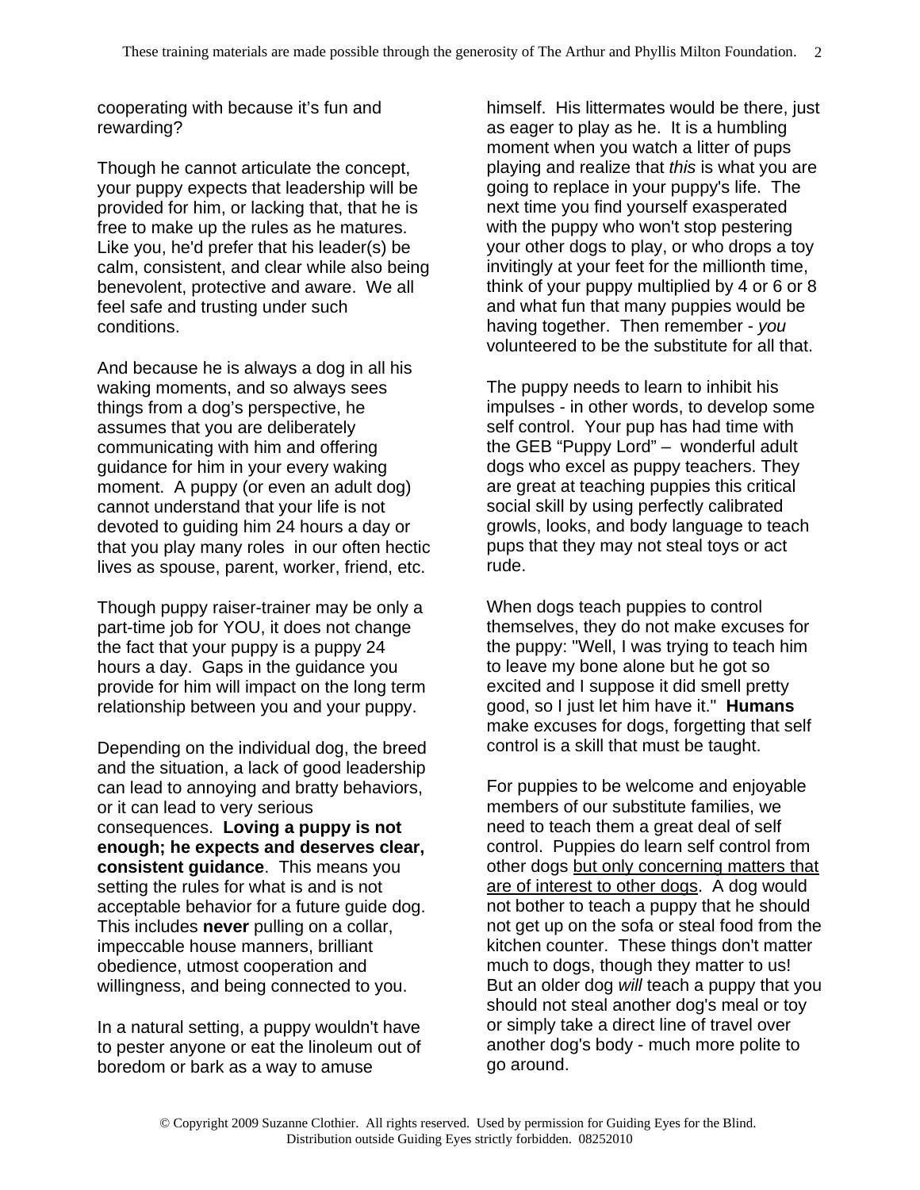cooperating with because it's fun and rewarding?

Though he cannot articulate the concept, your puppy expects that leadership will be provided for him, or lacking that, that he is free to make up the rules as he matures. Like you, he'd prefer that his leader(s) be calm, consistent, and clear while also being benevolent, protective and aware. We all feel safe and trusting under such conditions.

And because he is always a dog in all his waking moments, and so always sees things from a dog's perspective, he assumes that you are deliberately communicating with him and offering guidance for him in your every waking moment. A puppy (or even an adult dog) cannot understand that your life is not devoted to guiding him 24 hours a day or that you play many roles in our often hectic lives as spouse, parent, worker, friend, etc.

Though puppy raiser-trainer may be only a part-time job for YOU, it does not change the fact that your puppy is a puppy 24 hours a day. Gaps in the guidance you provide for him will impact on the long term relationship between you and your puppy.

Depending on the individual dog, the breed and the situation, a lack of good leadership can lead to annoying and bratty behaviors, or it can lead to very serious consequences. **Loving a puppy is not enough; he expects and deserves clear, consistent guidance**. This means you setting the rules for what is and is not acceptable behavior for a future guide dog. This includes **never** pulling on a collar, impeccable house manners, brilliant obedience, utmost cooperation and willingness, and being connected to you.

In a natural setting, a puppy wouldn't have to pester anyone or eat the linoleum out of boredom or bark as a way to amuse himself. His littermates would be there, just as eager to play as he. It is a humbling moment when you watch a litter of pups playing and realize that *this* is what you are going to replace in your puppy's life. The next time you find yourself exasperated with the puppy who won't stop pestering your other dogs to play, or who drops a toy invitingly at your feet for the millionth time, think of your puppy multiplied by 4 or 6 or 8 and what fun that many puppies would be having together. Then remember - *you* volunteered to be the substitute for all that.

The puppy needs to learn to inhibit his impulses - in other words, to develop some self control. Your pup has had time with the GEB "Puppy Lord" – wonderful adult dogs who excel as puppy teachers. They are great at teaching puppies this critical social skill by using perfectly calibrated growls, looks, and body language to teach pups that they may not steal toys or act rude.

When dogs teach puppies to control themselves, they do not make excuses for the puppy: "Well, I was trying to teach him to leave my bone alone but he got so excited and I suppose it did smell pretty good, so I just let him have it." **Humans** make excuses for dogs, forgetting that self control is a skill that must be taught.

For puppies to be welcome and enjoyable members of our substitute families, we need to teach them a great deal of self control. Puppies do learn self control from other dogs <u>but only concerning matters that are of interest to other dogs</u>. A dog would not bother to teach a puppy that he should not get up on the sofa or steal food from the kitchen counter. These things don't matter much to dogs, though they matter to us! But an older dog *will* teach a puppy that you should not steal another dog's meal or toy or simply take a direct line of travel over another dog's body - much more polite to go around.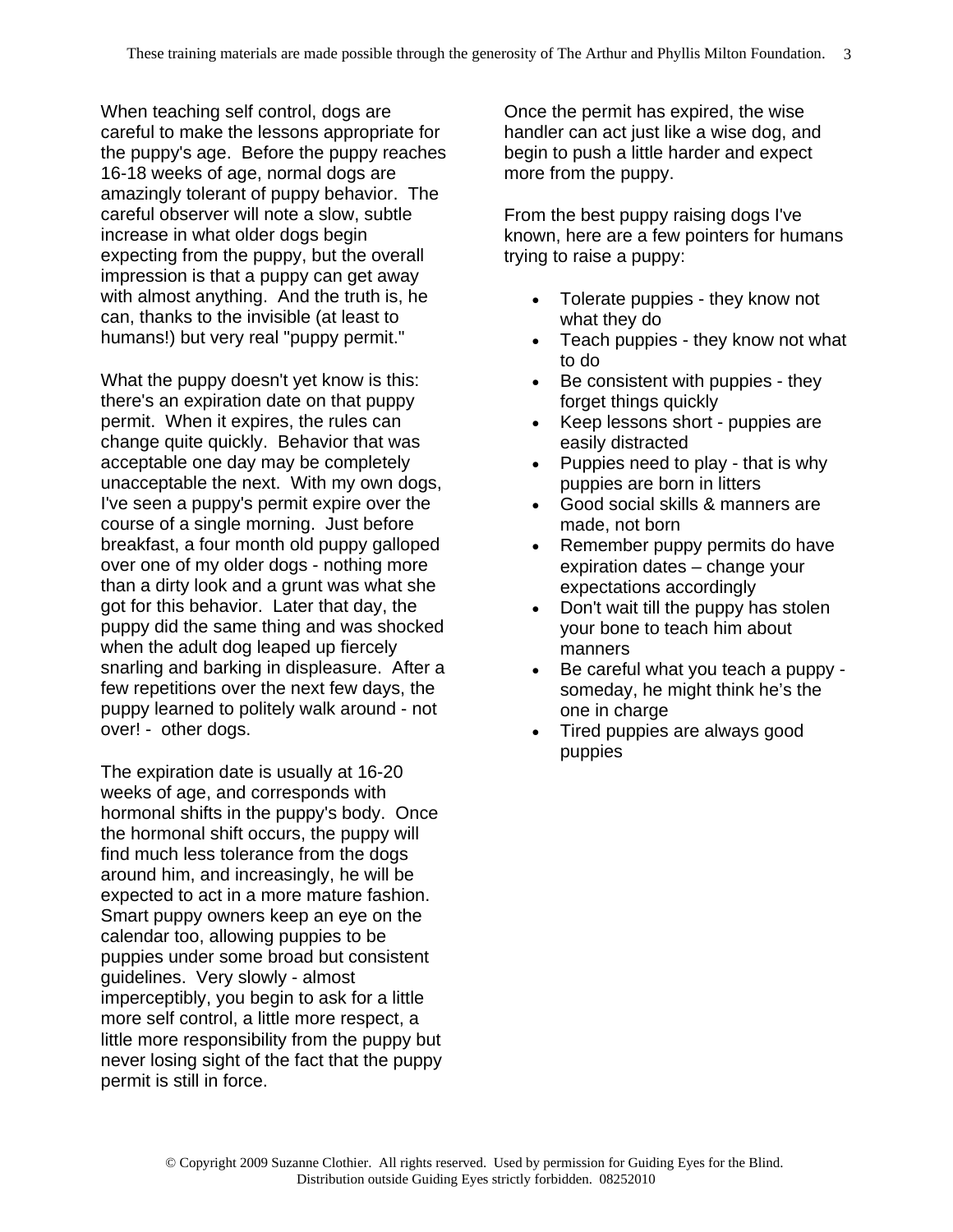When teaching self control, dogs are careful to make the lessons appropriate for the puppy's age. Before the puppy reaches 16-18 weeks of age, normal dogs are amazingly tolerant of puppy behavior. The careful observer will note a slow, subtle increase in what older dogs begin expecting from the puppy, but the overall impression is that a puppy can get away with almost anything. And the truth is, he can, thanks to the invisible (at least to humans!) but very real "puppy permit."

What the puppy doesn't yet know is this: there's an expiration date on that puppy permit. When it expires, the rules can change quite quickly. Behavior that was acceptable one day may be completely unacceptable the next. With my own dogs, I've seen a puppy's permit expire over the course of a single morning. Just before breakfast, a four month old puppy galloped over one of my older dogs - nothing more than a dirty look and a grunt was what she got for this behavior. Later that day, the puppy did the same thing and was shocked when the adult dog leaped up fiercely snarling and barking in displeasure. After a few repetitions over the next few days, the puppy learned to politely walk around - not over! - other dogs.

The expiration date is usually at 16-20 weeks of age, and corresponds with hormonal shifts in the puppy's body. Once the hormonal shift occurs, the puppy will find much less tolerance from the dogs around him, and increasingly, he will be expected to act in a more mature fashion. Smart puppy owners keep an eye on the calendar too, allowing puppies to be puppies under some broad but consistent guidelines. Very slowly - almost imperceptibly, you begin to ask for a little more self control, a little more respect, a little more responsibility from the puppy but never losing sight of the fact that the puppy permit is still in force.

Once the permit has expired, the wise handler can act just like a wise dog, and begin to push a little harder and expect more from the puppy.

From the best puppy raising dogs I've known, here are a few pointers for humans trying to raise a puppy:

- Tolerate puppies - they know not what they do
- Teach puppies - they know not what to do
- Be consistent with puppies - they forget things quickly
- Keep lessons short - puppies are easily distracted
- Puppies need to play - that is why puppies are born in litters
- Good social skills & manners are made, not born
- Remember puppy permits do have expiration dates – change your expectations accordingly
- Don't wait till the puppy has stolen your bone to teach him about manners
- Be careful what you teach a puppy - someday, he might think he's the one in charge
- Tired puppies are always good puppies